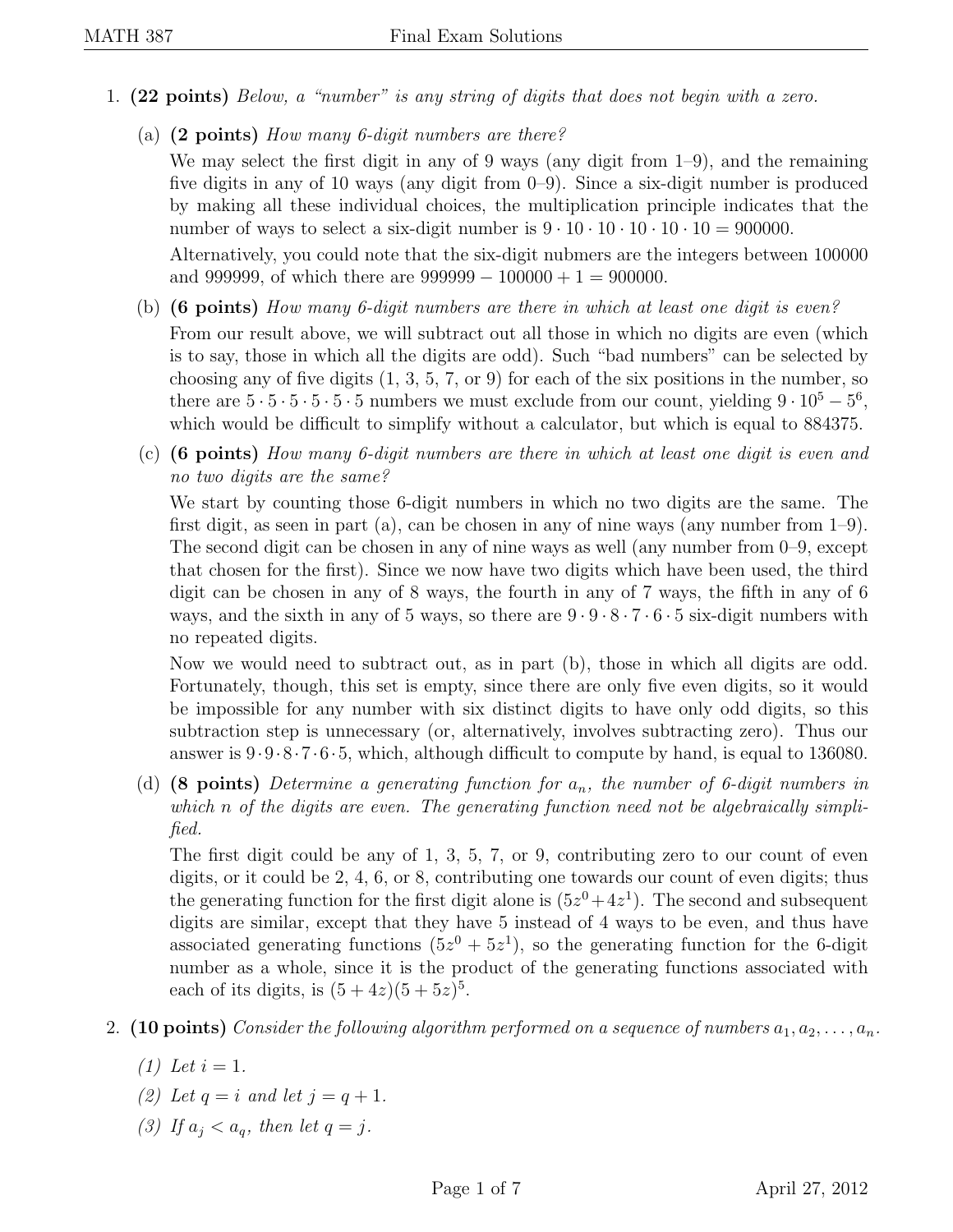1. **(22 points)** *Below, a "number" is any string of digits that does not begin with a zero.*

   (a) **(2 points)** *How many 6-digit numbers are there?*

   We may select the first digit in any of 9 ways (any digit from 1–9), and the remaining five digits in any of 10 ways (any digit from 0–9). Since a six-digit number is produced by making all these individual choices, the multiplication principle indicates that the number of ways to select a six-digit number is $9 \cdot 10 \cdot 10 \cdot 10 \cdot 10 \cdot 10 = 900000$.

   Alternatively, you could note that the six-digit nubmers are the integers between 100000 and 999999, of which there are $999999 - 100000 + 1 = 900000$.

   (b) **(6 points)** *How many 6-digit numbers are there in which at least one digit is even?*

   From our result above, we will subtract out all those in which no digits are even (which is to say, those in which all the digits are odd). Such "bad numbers" can be selected by choosing any of five digits (1, 3, 5, 7, or 9) for each of the six positions in the number, so there are $5 \cdot 5 \cdot 5 \cdot 5 \cdot 5 \cdot 5$ numbers we must exclude from our count, yielding $9 \cdot 10^5 - 5^6$, which would be difficult to simplify without a calculator, but which is equal to 884375.

   (c) **(6 points)** *How many 6-digit numbers are there in which at least one digit is even and no two digits are the same?*

   We start by counting those 6-digit numbers in which no two digits are the same. The first digit, as seen in part (a), can be chosen in any of nine ways (any number from 1–9). The second digit can be chosen in any of nine ways as well (any number from 0–9, except that chosen for the first). Since we now have two digits which have been used, the third digit can be chosen in any of 8 ways, the fourth in any of 7 ways, the fifth in any of 6 ways, and the sixth in any of 5 ways, so there are $9 \cdot 9 \cdot 8 \cdot 7 \cdot 6 \cdot 5$ six-digit numbers with no repeated digits.

   Now we would need to subtract out, as in part (b), those in which all digits are odd. Fortunately, though, this set is empty, since there are only five even digits, so it would be impossible for any number with six distinct digits to have only odd digits, so this subtraction step is unnecessary (or, alternatively, involves subtracting zero). Thus our answer is $9 \cdot 9 \cdot 8 \cdot 7 \cdot 6 \cdot 5$, which, although difficult to compute by hand, is equal to 136080.

   (d) **(8 points)** *Determine a generating function for $a_n$, the number of 6-digit numbers in which $n$ of the digits are even. The generating function need not be algebraically simplified.*

   The first digit could be any of 1, 3, 5, 7, or 9, contributing zero to our count of even digits, or it could be 2, 4, 6, or 8, contributing one towards our count of even digits; thus the generating function for the first digit alone is $(5z^0 + 4z^1)$. The second and subsequent digits are similar, except that they have 5 instead of 4 ways to be even, and thus have associated generating functions $(5z^0 + 5z^1)$, so the generating function for the 6-digit number as a whole, since it is the product of the generating functions associated with each of its digits, is $(5 + 4z)(5 + 5z)^5$.

2. **(10 points)** *Consider the following algorithm performed on a sequence of numbers $a_1, a_2, \ldots, a_n$.*

   *(1) Let $i = 1$.*

   *(2) Let $q = i$ and let $j = q + 1$.*

   *(3) If $a_j < a_q$, then let $q = j$.*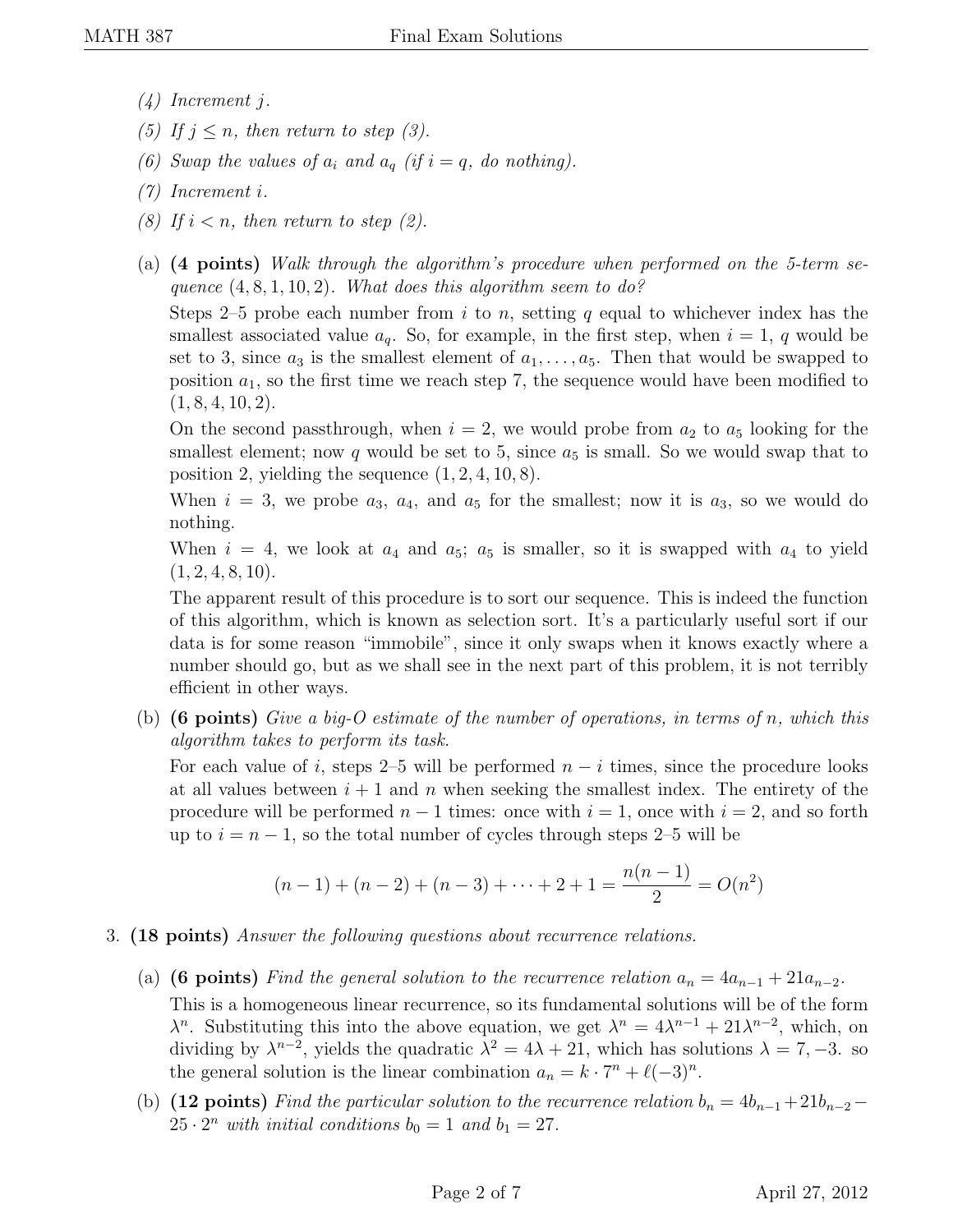(4) *Increment $j$.*

(5) *If $j \leq n$, then return to step (3).*

(6) *Swap the values of $a_i$ and $a_q$ (if $i = q$, do nothing).*

(7) *Increment $i$.*

(8) *If $i < n$, then return to step (2).*

(a) **(4 points)** *Walk through the algorithm's procedure when performed on the 5-term sequence $(4, 8, 1, 10, 2)$. What does this algorithm seem to do?*

Steps 2–5 probe each number from $i$ to $n$, setting $q$ equal to whichever index has the smallest associated value $a_q$. So, for example, in the first step, when $i = 1$, $q$ would be set to 3, since $a_3$ is the smallest element of $a_1, \ldots, a_5$. Then that would be swapped to position $a_1$, so the first time we reach step 7, the sequence would have been modified to $(1, 8, 4, 10, 2)$.

On the second passthrough, when $i = 2$, we would probe from $a_2$ to $a_5$ looking for the smallest element; now $q$ would be set to 5, since $a_5$ is small. So we would swap that to position 2, yielding the sequence $(1, 2, 4, 10, 8)$.

When $i = 3$, we probe $a_3$, $a_4$, and $a_5$ for the smallest; now it is $a_3$, so we would do nothing.

When $i = 4$, we look at $a_4$ and $a_5$; $a_5$ is smaller, so it is swapped with $a_4$ to yield $(1, 2, 4, 8, 10)$.

The apparent result of this procedure is to sort our sequence. This is indeed the function of this algorithm, which is known as selection sort. It's a particularly useful sort if our data is for some reason "immobile", since it only swaps when it knows exactly where a number should go, but as we shall see in the next part of this problem, it is not terribly efficient in other ways.

(b) **(6 points)** *Give a big-O estimate of the number of operations, in terms of $n$, which this algorithm takes to perform its task.*

For each value of $i$, steps 2–5 will be performed $n - i$ times, since the procedure looks at all values between $i + 1$ and $n$ when seeking the smallest index. The entirety of the procedure will be performed $n - 1$ times: once with $i = 1$, once with $i = 2$, and so forth up to $i = n - 1$, so the total number of cycles through steps 2–5 will be

$$(n-1) + (n-2) + (n-3) + \cdots + 2 + 1 = \frac{n(n-1)}{2} = O(n^2)$$

3. **(18 points)** *Answer the following questions about recurrence relations.*

(a) **(6 points)** *Find the general solution to the recurrence relation $a_n = 4a_{n-1} + 21a_{n-2}$.*

This is a homogeneous linear recurrence, so its fundamental solutions will be of the form $\lambda^n$. Substituting this into the above equation, we get $\lambda^n = 4\lambda^{n-1} + 21\lambda^{n-2}$, which, on dividing by $\lambda^{n-2}$, yields the quadratic $\lambda^2 = 4\lambda + 21$, which has solutions $\lambda = 7, -3$. so the general solution is the linear combination $a_n = k \cdot 7^n + \ell(-3)^n$.

(b) **(12 points)** *Find the particular solution to the recurrence relation $b_n = 4b_{n-1} + 21b_{n-2} - 25 \cdot 2^n$ with initial conditions $b_0 = 1$ and $b_1 = 27$.*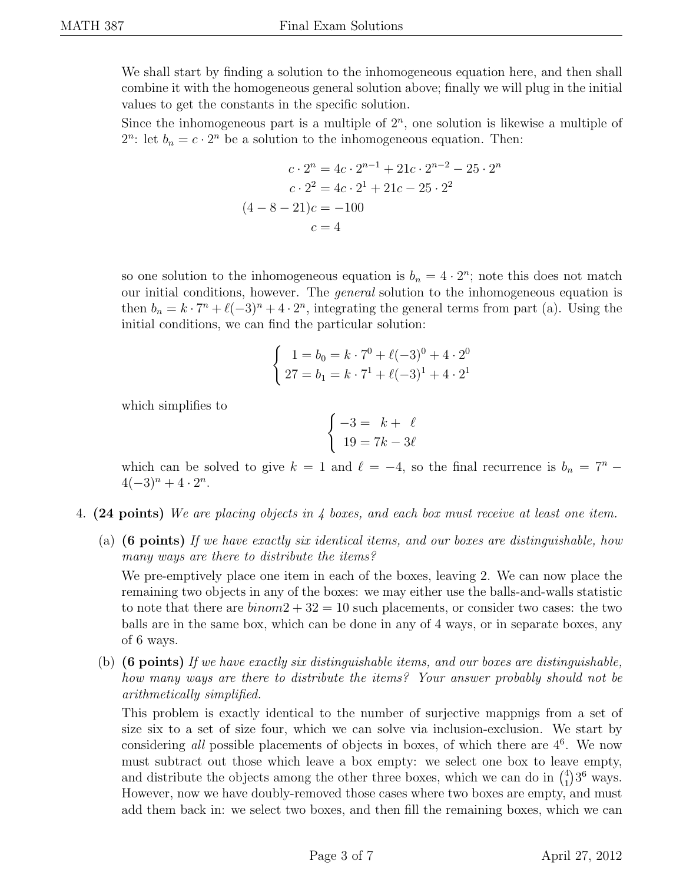We shall start by finding a solution to the inhomogeneous equation here, and then shall combine it with the homogeneous general solution above; finally we will plug in the initial values to get the constants in the specific solution.

Since the inhomogeneous part is a multiple of $2^n$, one solution is likewise a multiple of $2^n$: let $b_n = c \cdot 2^n$ be a solution to the inhomogeneous equation. Then:

$$
\begin{aligned}
c \cdot 2^n &= 4c \cdot 2^{n-1} + 21c \cdot 2^{n-2} - 25 \cdot 2^n \\
c \cdot 2^2 &= 4c \cdot 2^1 + 21c - 25 \cdot 2^2 \\
(4 - 8 - 21)c &= -100 \\
c &= 4
\end{aligned}
$$

so one solution to the inhomogeneous equation is $b_n = 4 \cdot 2^n$; note this does not match our initial conditions, however. The *general* solution to the inhomogeneous equation is then $b_n = k \cdot 7^n + \ell(-3)^n + 4 \cdot 2^n$, integrating the general terms from part (a). Using the initial conditions, we can find the particular solution:

$$
\begin{cases}
1 = b_0 = k \cdot 7^0 + \ell(-3)^0 + 4 \cdot 2^0 \\
27 = b_1 = k \cdot 7^1 + \ell(-3)^1 + 4 \cdot 2^1
\end{cases}
$$

which simplifies to

$$
\begin{cases}
-3 = k + \ell \\
19 = 7k - 3\ell
\end{cases}
$$

which can be solved to give $k = 1$ and $\ell = -4$, so the final recurrence is $b_n = 7^n - 4(-3)^n + 4 \cdot 2^n$.

4. **(24 points)** *We are placing objects in 4 boxes, and each box must receive at least one item.*

   (a) **(6 points)** *If we have exactly six identical items, and our boxes are distinguishable, how many ways are there to distribute the items?*

   We pre-emptively place one item in each of the boxes, leaving 2. We can now place the remaining two objects in any of the boxes: we may either use the balls-and-walls statistic to note that there are binom2 + 32 = 10 such placements, or consider two cases: the two balls are in the same box, which can be done in any of 4 ways, or in separate boxes, any of 6 ways.

   (b) **(6 points)** *If we have exactly six distinguishable items, and our boxes are distinguishable, how many ways are there to distribute the items? Your answer probably should not be arithmetically simplified.*

   This problem is exactly identical to the number of surjective mappnigs from a set of size six to a set of size four, which we can solve via inclusion-exclusion. We start by considering *all* possible placements of objects in boxes, of which there are $4^6$. We now must subtract out those which leave a box empty: we select one box to leave empty, and distribute the objects among the other three boxes, which we can do in $\binom{4}{1}3^6$ ways. However, now we have doubly-removed those cases where two boxes are empty, and must add them back in: we select two boxes, and then fill the remaining boxes, which we can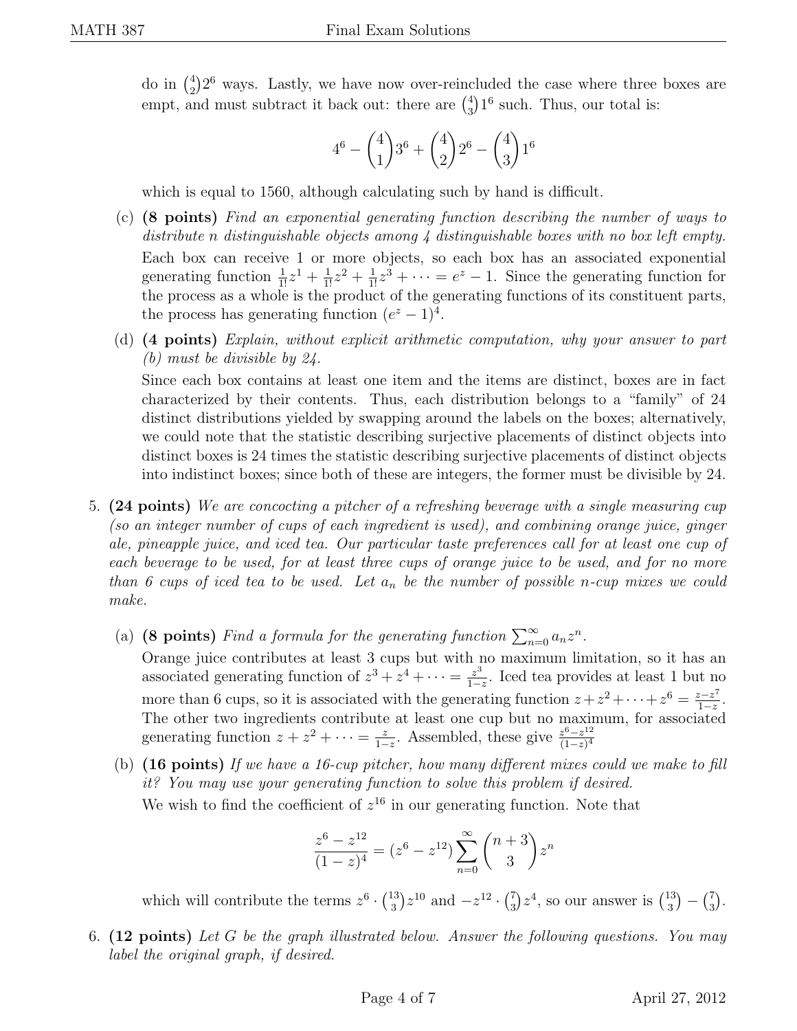do in $\binom{4}{2}2^6$ ways. Lastly, we have now over-reincluded the case where three boxes are empt, and must subtract it back out: there are $\binom{4}{3}1^6$ such. Thus, our total is:

$$4^6 - \binom{4}{1}3^6 + \binom{4}{2}2^6 - \binom{4}{3}1^6$$

which is equal to 1560, although calculating such by hand is difficult.

(c) **(8 points)** *Find an exponential generating function describing the number of ways to distribute n distinguishable objects among 4 distinguishable boxes with no box left empty.*

Each box can receive 1 or more objects, so each box has an associated exponential generating function $\frac{1}{1!}z^1 + \frac{1}{1!}z^2 + \frac{1}{1!}z^3 + \cdots = e^z - 1$. Since the generating function for the process as a whole is the product of the generating functions of its constituent parts, the process has generating function $(e^z - 1)^4$.

(d) **(4 points)** *Explain, without explicit arithmetic computation, why your answer to part (b) must be divisible by 24.*

Since each box contains at least one item and the items are distinct, boxes are in fact characterized by their contents. Thus, each distribution belongs to a "family" of 24 distinct distributions yielded by swapping around the labels on the boxes; alternatively, we could note that the statistic describing surjective placements of distinct objects into distinct boxes is 24 times the statistic describing surjective placements of distinct objects into indistinct boxes; since both of these are integers, the former must be divisible by 24.

5. **(24 points)** *We are concocting a pitcher of a refreshing beverage with a single measuring cup (so an integer number of cups of each ingredient is used), and combining orange juice, ginger ale, pineapple juice, and iced tea. Our particular taste preferences call for at least one cup of each beverage to be used, for at least three cups of orange juice to be used, and for no more than 6 cups of iced tea to be used. Let $a_n$ be the number of possible n-cup mixes we could make.*

(a) **(8 points)** *Find a formula for the generating function $\sum_{n=0}^{\infty} a_n z^n$.*

Orange juice contributes at least 3 cups but with no maximum limitation, so it has an associated generating function of $z^3 + z^4 + \cdots = \frac{z^3}{1-z}$. Iced tea provides at least 1 but no more than 6 cups, so it is associated with the generating function $z + z^2 + \cdots + z^6 = \frac{z - z^7}{1-z}$. The other two ingredients contribute at least one cup but no maximum, for associated generating function $z + z^2 + \cdots = \frac{z}{1-z}$. Assembled, these give $\frac{z^6 - z^{12}}{(1-z)^4}$

(b) **(16 points)** *If we have a 16-cup pitcher, how many different mixes could we make to fill it? You may use your generating function to solve this problem if desired.*

We wish to find the coefficient of $z^{16}$ in our generating function. Note that

$$\frac{z^6 - z^{12}}{(1-z)^4} = (z^6 - z^{12}) \sum_{n=0}^{\infty} \binom{n+3}{3} z^n$$

which will contribute the terms $z^6 \cdot \binom{13}{3} z^{10}$ and $-z^{12} \cdot \binom{7}{3} z^4$, so our answer is $\binom{13}{3} - \binom{7}{3}$.

6. **(12 points)** *Let G be the graph illustrated below. Answer the following questions. You may label the original graph, if desired.*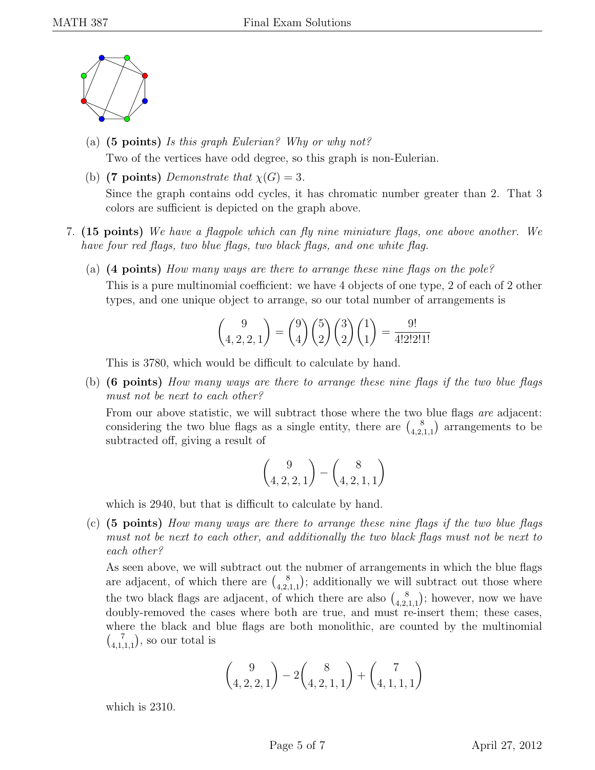(a) **(5 points)** *Is this graph Eulerian? Why or why not?*

Two of the vertices have odd degree, so this graph is non-Eulerian.

(b) **(7 points)** *Demonstrate that $\chi(G) = 3$.*

Since the graph contains odd cycles, it has chromatic number greater than 2. That 3 colors are sufficient is depicted on the graph above.

7. **(15 points)** *We have a flagpole which can fly nine miniature flags, one above another. We have four red flags, two blue flags, two black flags, and one white flag.*

(a) **(4 points)** *How many ways are there to arrange these nine flags on the pole?*

This is a pure multinomial coefficient: we have 4 objects of one type, 2 of each of 2 other types, and one unique object to arrange, so our total number of arrangements is

$$\binom{9}{4,2,2,1} = \binom{9}{4}\binom{5}{2}\binom{3}{2}\binom{1}{1} = \frac{9!}{4!2!2!1!}$$

This is 3780, which would be difficult to calculate by hand.

(b) **(6 points)** *How many ways are there to arrange these nine flags if the two blue flags must not be next to each other?*

From our above statistic, we will subtract those where the two blue flags *are* adjacent: considering the two blue flags as a single entity, there are $\binom{8}{4,2,1,1}$ arrangements to be subtracted off, giving a result of

$$\binom{9}{4,2,2,1} - \binom{8}{4,2,1,1}$$

which is 2940, but that is difficult to calculate by hand.

(c) **(5 points)** *How many ways are there to arrange these nine flags if the two blue flags must not be next to each other, and additionally the two black flags must not be next to each other?*

As seen above, we will subtract out the nubmer of arrangements in which the blue flags are adjacent, of which there are $\binom{8}{4,2,1,1}$; additionally we will subtract out those where the two black flags are adjacent, of which there are also $\binom{8}{4,2,1,1}$; however, now we have doubly-removed the cases where both are true, and must re-insert them; these cases, where the black and blue flags are both monolithic, are counted by the multinomial $\binom{7}{4,1,1,1}$, so our total is

$$\binom{9}{4,2,2,1} - 2\binom{8}{4,2,1,1} + \binom{7}{4,1,1,1}$$

which is 2310.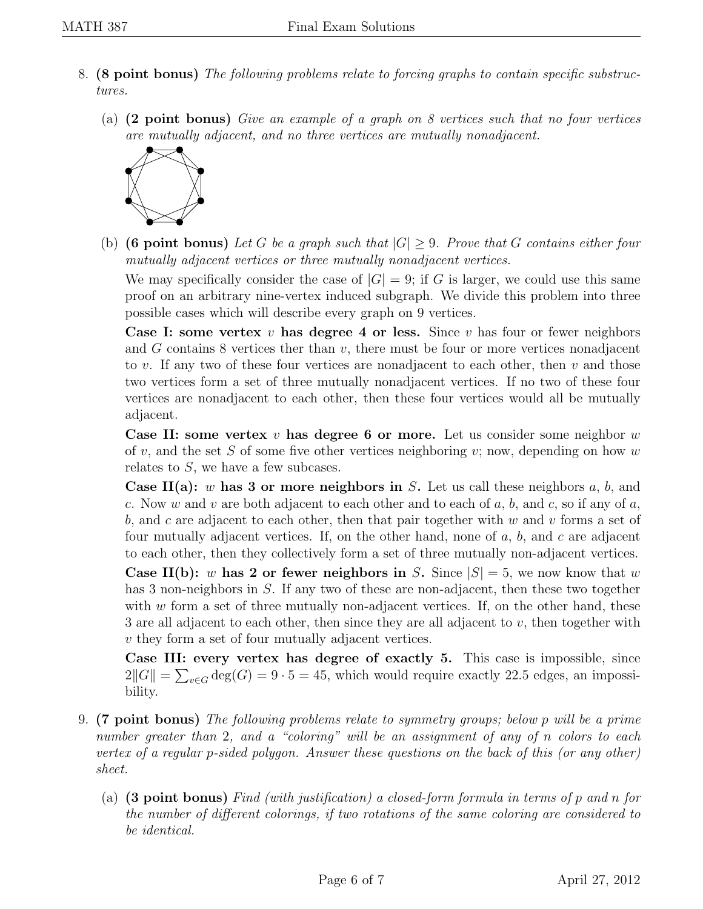8. **(8 point bonus)** *The following problems relate to forcing graphs to contain specific substructures.*

   (a) **(2 point bonus)** *Give an example of a graph on 8 vertices such that no four vertices are mutually adjacent, and no three vertices are mutually nonadjacent.*

   (b) **(6 point bonus)** *Let $G$ be a graph such that $|G| \geq 9$. Prove that $G$ contains either four mutually adjacent vertices or three mutually nonadjacent vertices.*

   We may specifically consider the case of $|G| = 9$; if $G$ is larger, we could use this same proof on an arbitrary nine-vertex induced subgraph. We divide this problem into three possible cases which will describe every graph on 9 vertices.

   **Case I: some vertex $v$ has degree 4 or less.** Since $v$ has four or fewer neighbors and $G$ contains 8 vertices ther than $v$, there must be four or more vertices nonadjacent to $v$. If any two of these four vertices are nonadjacent to each other, then $v$ and those two vertices form a set of three mutually nonadjacent vertices. If no two of these four vertices are nonadjacent to each other, then these four vertices would all be mutually adjacent.

   **Case II: some vertex $v$ has degree 6 or more.** Let us consider some neighbor $w$ of $v$, and the set $S$ of some five other vertices neighboring $v$; now, depending on how $w$ relates to $S$, we have a few subcases.

   **Case II(a): $w$ has 3 or more neighbors in $S$.** Let us call these neighbors $a$, $b$, and $c$. Now $w$ and $v$ are both adjacent to each other and to each of $a$, $b$, and $c$, so if any of $a$, $b$, and $c$ are adjacent to each other, then that pair together with $w$ and $v$ forms a set of four mutually adjacent vertices. If, on the other hand, none of $a$, $b$, and $c$ are adjacent to each other, then they collectively form a set of three mutually non-adjacent vertices.

   **Case II(b): $w$ has 2 or fewer neighbors in $S$.** Since $|S| = 5$, we now know that $w$ has 3 non-neighbors in $S$. If any two of these are non-adjacent, then these two together with $w$ form a set of three mutually non-adjacent vertices. If, on the other hand, these 3 are all adjacent to each other, then since they are all adjacent to $v$, then together with $v$ they form a set of four mutually adjacent vertices.

   **Case III: every vertex has degree of exactly 5.** This case is impossible, since $2\|G\| = \sum_{v \in G} \deg(G) = 9 \cdot 5 = 45$, which would require exactly 22.5 edges, an impossibility.

9. **(7 point bonus)** *The following problems relate to symmetry groups; below $p$ will be a prime number greater than 2, and a "coloring" will be an assignment of any of $n$ colors to each vertex of a regular $p$-sided polygon. Answer these questions on the back of this (or any other) sheet.*

   (a) **(3 point bonus)** *Find (with justification) a closed-form formula in terms of $p$ and $n$ for the number of different colorings, if two rotations of the same coloring are considered to be identical.*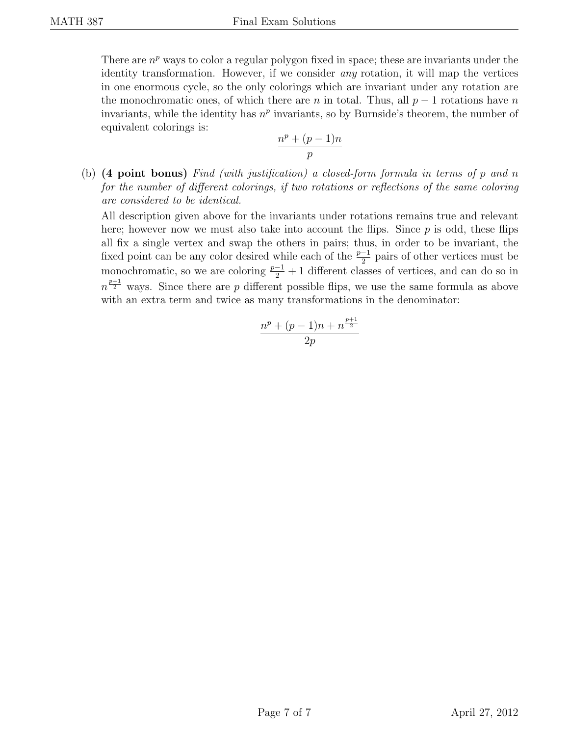There are $n^p$ ways to color a regular polygon fixed in space; these are invariants under the identity transformation. However, if we consider *any* rotation, it will map the vertices in one enormous cycle, so the only colorings which are invariant under any rotation are the monochromatic ones, of which there are $n$ in total. Thus, all $p-1$ rotations have $n$ invariants, while the identity has $n^p$ invariants, so by Burnside's theorem, the number of equivalent colorings is:

$$\frac{n^p + (p-1)n}{p}$$

(b) **(4 point bonus)** *Find (with justification) a closed-form formula in terms of p and n for the number of different colorings, if two rotations or reflections of the same coloring are considered to be identical.*

All description given above for the invariants under rotations remains true and relevant here; however now we must also take into account the flips. Since $p$ is odd, these flips all fix a single vertex and swap the others in pairs; thus, in order to be invariant, the fixed point can be any color desired while each of the $\frac{p-1}{2}$ pairs of other vertices must be monochromatic, so we are coloring $\frac{p-1}{2}+1$ different classes of vertices, and can do so in $n^{\frac{p+1}{2}}$ ways. Since there are $p$ different possible flips, we use the same formula as above with an extra term and twice as many transformations in the denominator:

$$\frac{n^p + (p-1)n + n^{\frac{p+1}{2}}}{2p}$$